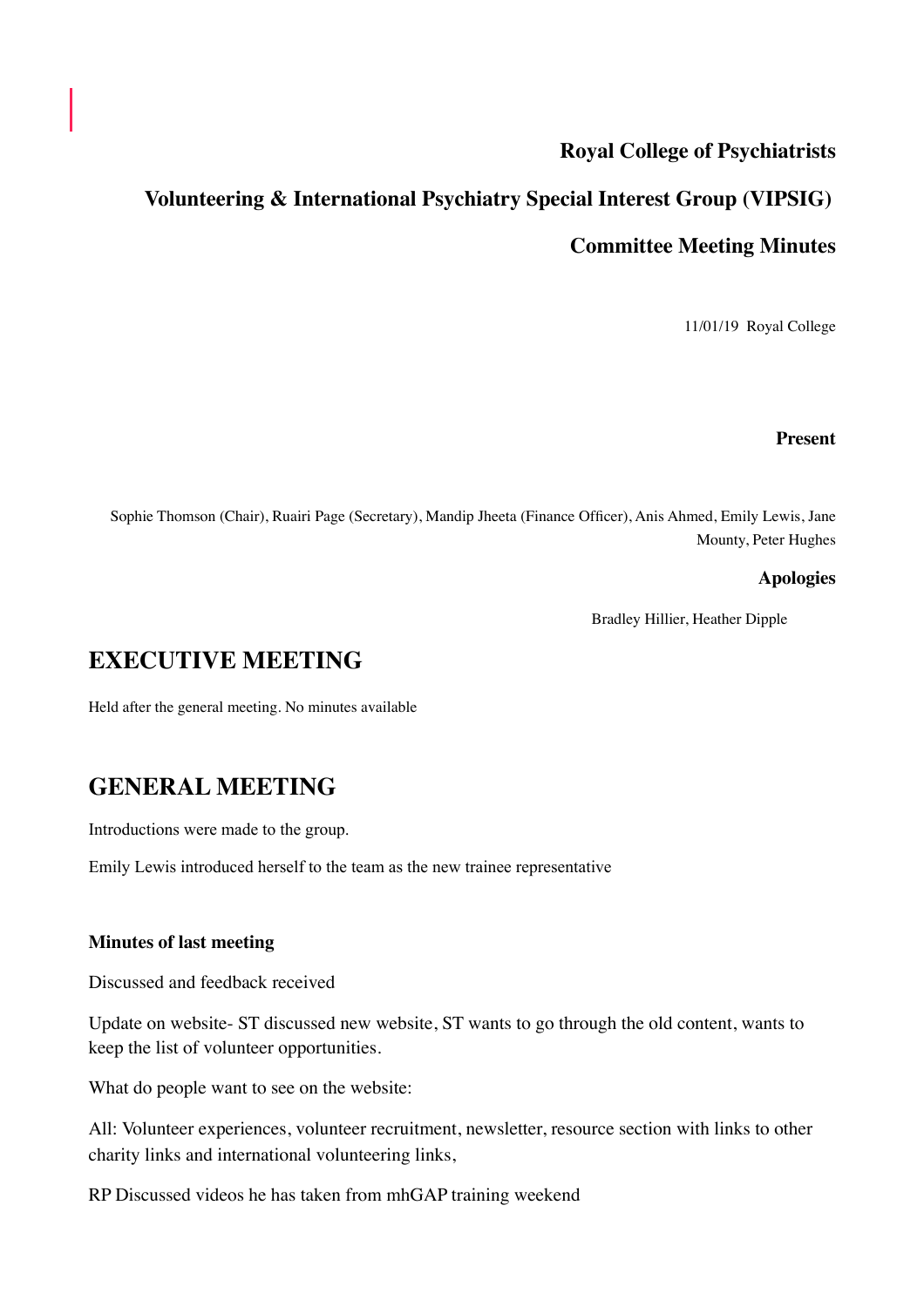**Royal College of Psychiatrists**

**Volunteering & International Psychiatry Special Interest Group (VIPSIG)**

**Committee Meeting Minutes**

11/01/19 Royal College

**Present**

Sophie Thomson (Chair), Ruairi Page (Secretary), Mandip Jheeta (Finance Officer), Anis Ahmed, Emily Lewis, Jane Mounty, Peter Hughes

**Apologies**

Bradley Hillier, Heather Dipple

## EXECUTIVE MEETING

Held after the general meeting. No minutes available

## GENERAL MEETING

Introductions were made to the group.

Emily Lewis introduced herself to the team as the new trainee representative

**Minutes of last meeting**

Discussed and feedback received

Update on website- ST discussed new website, ST wants to go through the old content, wants to keep the list of volunteer opportunities.

What do people want to see on the website:

All: Volunteer experiences, volunteer recruitment, newsletter, resource section with links to other charity links and international volunteering links,

RP Discussed videos he has taken from mhGAP training weekend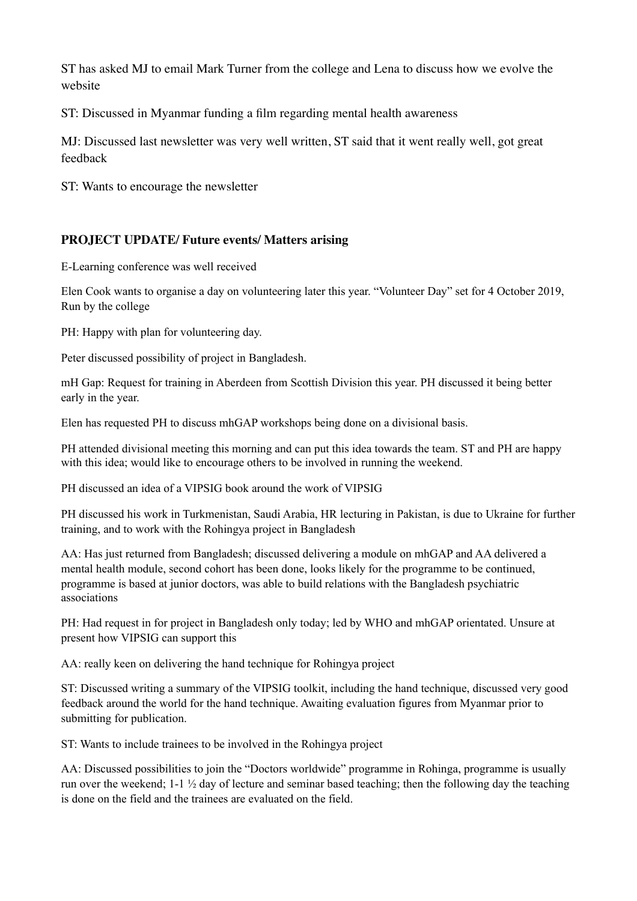ST has asked MJ to email Mark Turner from the college and Lena to discuss how we evolve the website

ST: Discussed in Myanmar funding a film regarding mental health awareness

MJ: Discussed last newsletter was very well written, ST said that it went really well, got great feedback

ST: Wants to encourage the newsletter

**PROJECT UPDATE/ Future events/ Matters arising**

E-Learning conference was well received

Elen Cook wants to organise a day on volunteering later this year. "Volunteer Day" set for 4 October 2019, Run by the college

PH: Happy with plan for volunteering day.

Peter discussed possibility of project in Bangladesh.

mH Gap: Request for training in Aberdeen from Scottish Division this year. PH discussed it being better early in the year.

Elen has requested PH to discuss mhGAP workshops being done on a divisional basis.

PH attended divisional meeting this morning and can put this idea towards the team. ST and PH are happy with this idea; would like to encourage others to be involved in running the weekend.

PH discussed an idea of a VIPSIG book around the work of VIPSIG

PH discussed his work in Turkmenistan, Saudi Arabia, HR lecturing in Pakistan, is due to Ukraine for further training, and to work with the Rohingya project in Bangladesh

AA: Has just returned from Bangladesh; discussed delivering a module on mhGAP and AA delivered a mental health module, second cohort has been done, looks likely for the programme to be continued, programme is based at junior doctors, was able to build relations with the Bangladesh psychiatric associations

PH: Had request in for project in Bangladesh only today; led by WHO and mhGAP orientated. Unsure at present how VIPSIG can support this

AA: really keen on delivering the hand technique for Rohingya project

ST: Discussed writing a summary of the VIPSIG toolkit, including the hand technique, discussed very good feedback around the world for the hand technique. Awaiting evaluation figures from Myanmar prior to submitting for publication.

ST: Wants to include trainees to be involved in the Rohingya project

AA: Discussed possibilities to join the "Doctors worldwide" programme in Rohinga, programme is usually run over the weekend; 1-1 ½ day of lecture and seminar based teaching; then the following day the teaching is done on the field and the trainees are evaluated on the field.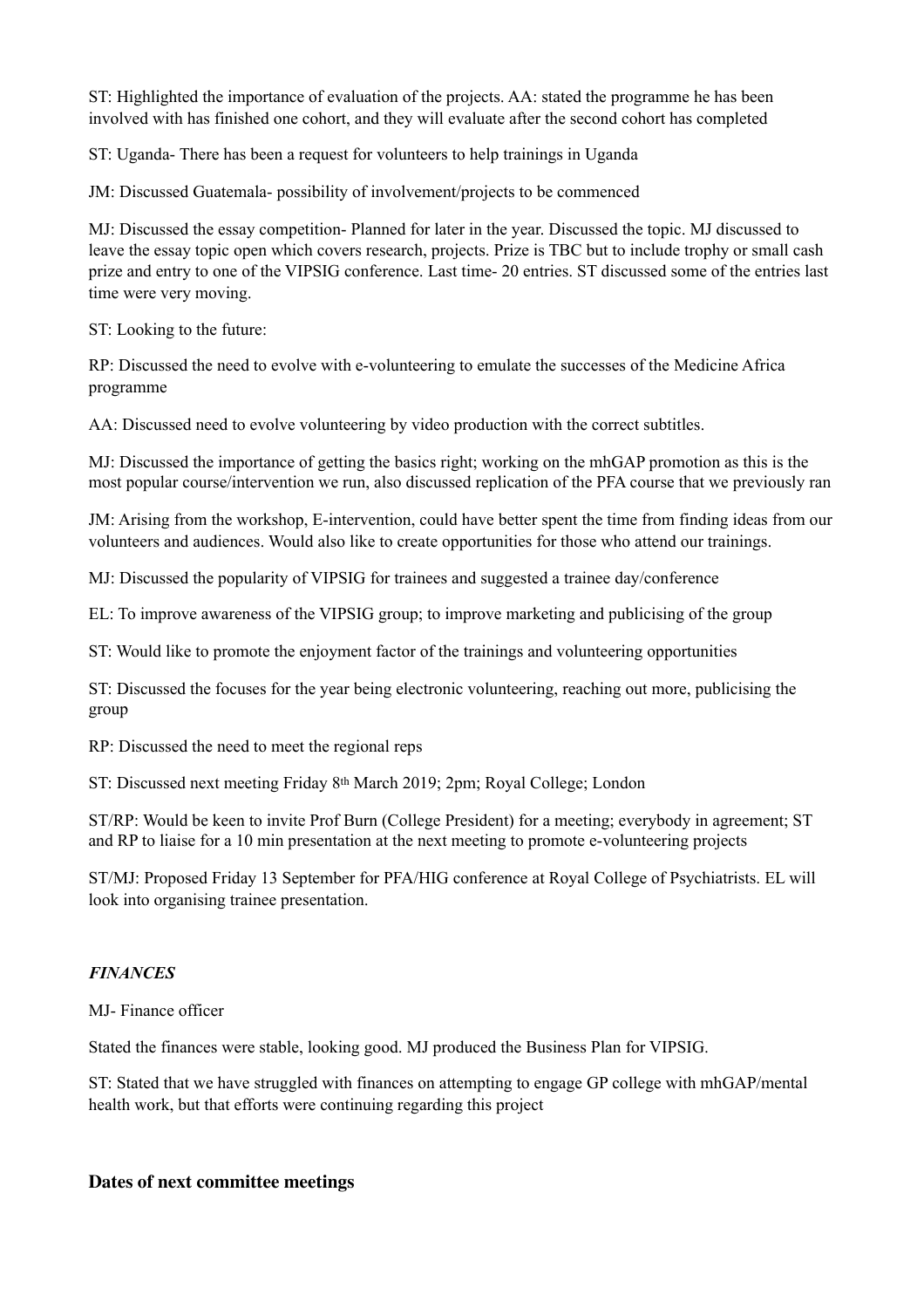ST: Highlighted the importance of evaluation of the projects. AA: stated the programme he has been involved with has finished one cohort, and they will evaluate after the second cohort has completed

ST: Uganda- There has been a request for volunteers to help trainings in Uganda

JM: Discussed Guatemala- possibility of involvement/projects to be commenced

MJ: Discussed the essay competition- Planned for later in the year. Discussed the topic. MJ discussed to leave the essay topic open which covers research, projects. Prize is TBC but to include trophy or small cash prize and entry to one of the VIPSIG conference. Last time- 20 entries. ST discussed some of the entries last time were very moving.

ST: Looking to the future:

RP: Discussed the need to evolve with e-volunteering to emulate the successes of the Medicine Africa programme

AA: Discussed need to evolve volunteering by video production with the correct subtitles.

MJ: Discussed the importance of getting the basics right; working on the mhGAP promotion as this is the most popular course/intervention we run, also discussed replication of the PFA course that we previously ran

JM: Arising from the workshop, E-intervention, could have better spent the time from finding ideas from our volunteers and audiences. Would also like to create opportunities for those who attend our trainings.

MJ: Discussed the popularity of VIPSIG for trainees and suggested a trainee day/conference

EL: To improve awareness of the VIPSIG group; to improve marketing and publicising of the group

ST: Would like to promote the enjoyment factor of the trainings and volunteering opportunities

ST: Discussed the focuses for the year being electronic volunteering, reaching out more, publicising the group

RP: Discussed the need to meet the regional reps

ST: Discussed next meeting Friday 8th March 2019; 2pm; Royal College; London

ST/RP: Would be keen to invite Prof Burn (College President) for a meeting; everybody in agreement; ST and RP to liaise for a 10 min presentation at the next meeting to promote e-volunteering projects

ST/MJ: Proposed Friday 13 September for PFA/HIG conference at Royal College of Psychiatrists. EL will look into organising trainee presentation.

#### ***FINANCES***

MJ- Finance officer

Stated the finances were stable, looking good. MJ produced the Business Plan for VIPSIG.

ST: Stated that we have struggled with finances on attempting to engage GP college with mhGAP/mental health work, but that efforts were continuing regarding this project

### **Dates of next committee meetings**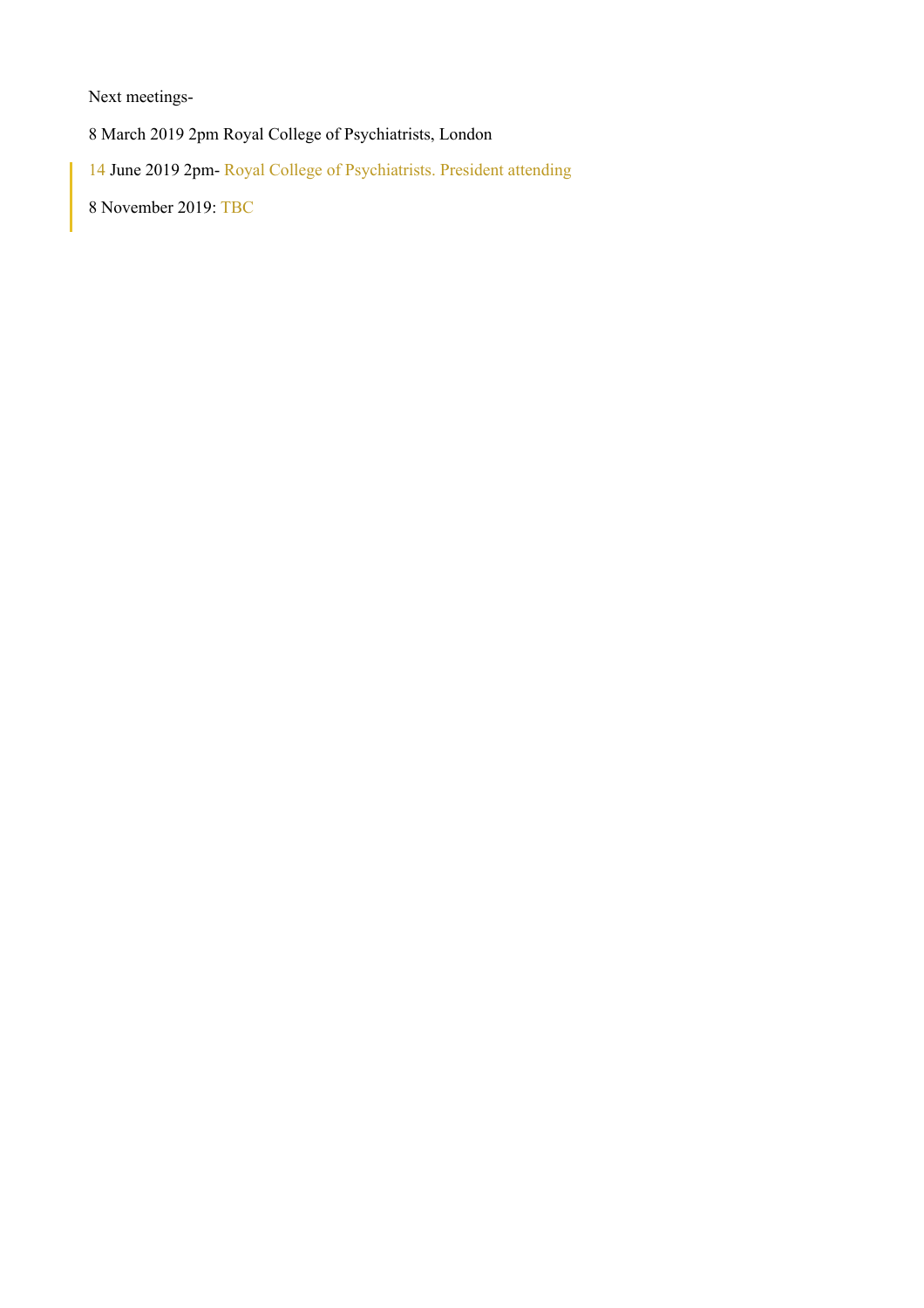Next meetings-

8 March 2019 2pm Royal College of Psychiatrists, London

14 June 2019 2pm- Royal College of Psychiatrists. President attending

8 November 2019: TBC